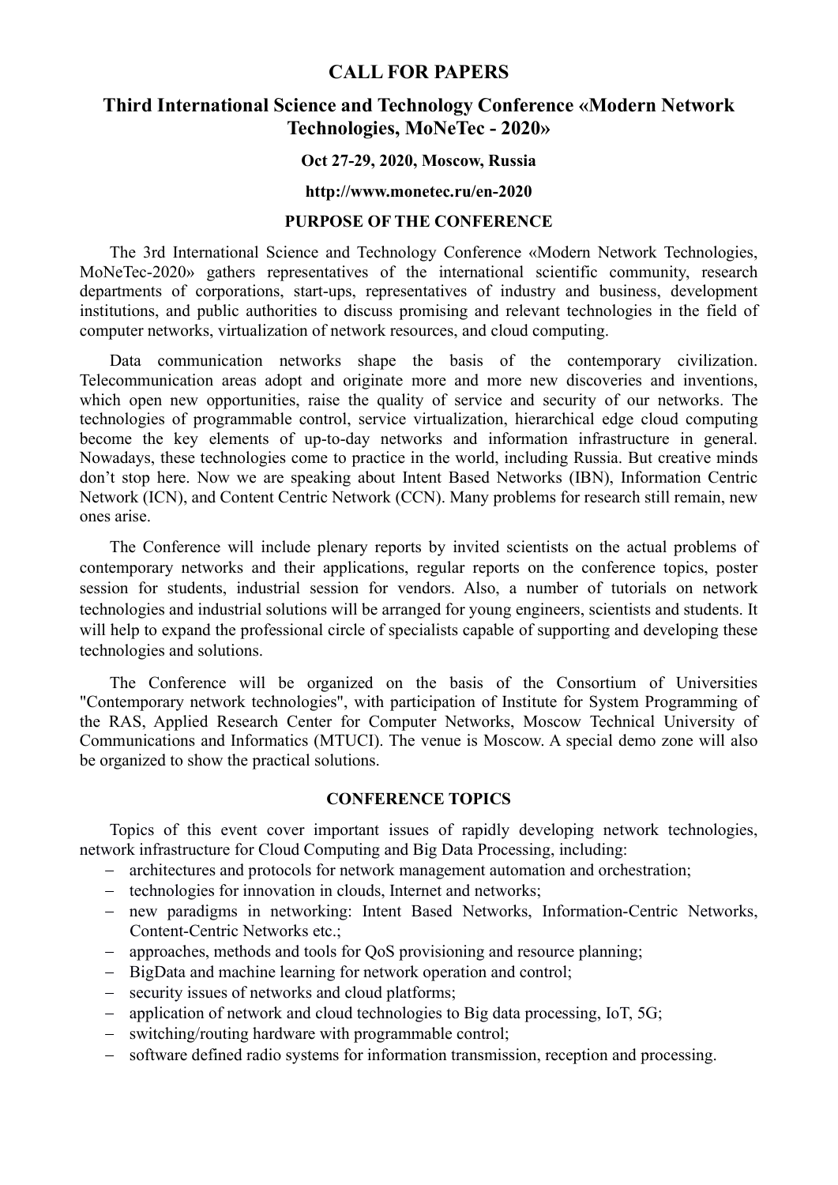# CALL FOR PAPERS

## Third International Science and Technology Conference «Modern Network Technologies, MoNeTec - 2020»

**Oct 27-29, 2020, Moscow, Russia**

**http://www.monetec.ru/en-2020**

### PURPOSE OF THE CONFERENCE

The 3rd International Science and Technology Conference «Modern Network Technologies, MoNeTec-2020» gathers representatives of the international scientific community, research departments of corporations, start-ups, representatives of industry and business, development institutions, and public authorities to discuss promising and relevant technologies in the field of computer networks, virtualization of network resources, and cloud computing.

Data communication networks shape the basis of the contemporary civilization. Telecommunication areas adopt and originate more and more new discoveries and inventions, which open new opportunities, raise the quality of service and security of our networks. The technologies of programmable control, service virtualization, hierarchical edge cloud computing become the key elements of up-to-day networks and information infrastructure in general. Nowadays, these technologies come to practice in the world, including Russia. But creative minds don't stop here. Now we are speaking about Intent Based Networks (IBN), Information Centric Network (ICN), and Content Centric Network (CCN). Many problems for research still remain, new ones arise.

The Conference will include plenary reports by invited scientists on the actual problems of contemporary networks and their applications, regular reports on the conference topics, poster session for students, industrial session for vendors. Also, a number of tutorials on network technologies and industrial solutions will be arranged for young engineers, scientists and students. It will help to expand the professional circle of specialists capable of supporting and developing these technologies and solutions.

The Conference will be organized on the basis of the Consortium of Universities "Contemporary network technologies", with participation of Institute for System Programming of the RAS, Applied Research Center for Computer Networks, Moscow Technical University of Communications and Informatics (MTUCI). The venue is Moscow. A special demo zone will also be organized to show the practical solutions.

### CONFERENCE TOPICS

Topics of this event cover important issues of rapidly developing network technologies, network infrastructure for Cloud Computing and Big Data Processing, including:

- architectures and protocols for network management automation and orchestration;
- technologies for innovation in clouds, Internet and networks;
- new paradigms in networking: Intent Based Networks, Information-Centric Networks, Content-Centric Networks etc.;
- approaches, methods and tools for QoS provisioning and resource planning;
- BigData and machine learning for network operation and control;
- security issues of networks and cloud platforms;
- application of network and cloud technologies to Big data processing, IoT, 5G;
- switching/routing hardware with programmable control;
- software defined radio systems for information transmission, reception and processing.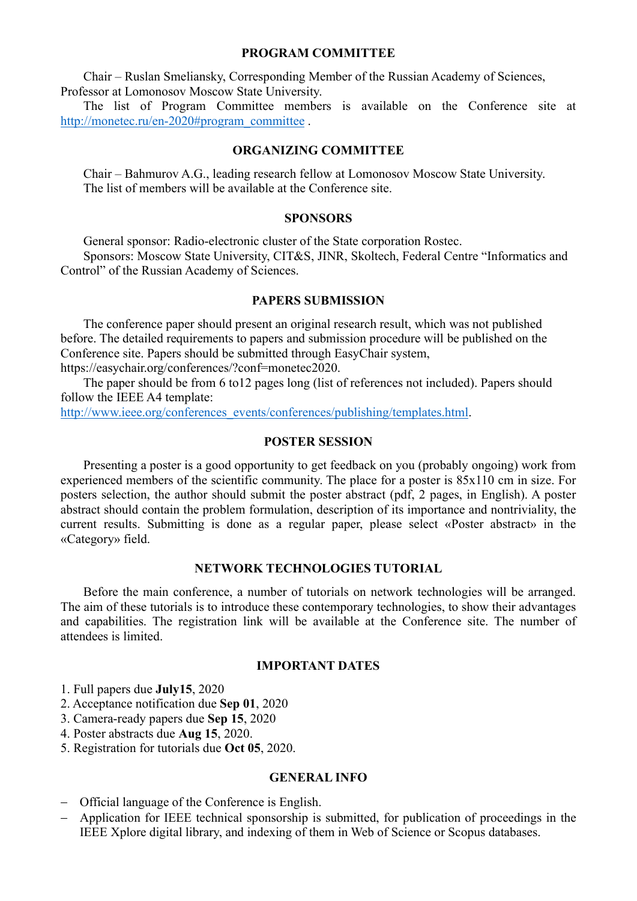## PROGRAM COMMITTEE

Chair – Ruslan Smeliansky, Corresponding Member of the Russian Academy of Sciences, Professor at Lomonosov Moscow State University.

The list of Program Committee members is available on the Conference site at http://monetec.ru/en-2020#program_committee .

## ORGANIZING COMMITTEE

Chair – Bahmurov A.G., leading research fellow at Lomonosov Moscow State University.

The list of members will be available at the Conference site.

## SPONSORS

General sponsor: Radio-electronic cluster of the State corporation Rostec.

Sponsors: Moscow State University, CIT&S, JINR, Skoltech, Federal Centre "Informatics and Control" of the Russian Academy of Sciences.

## PAPERS SUBMISSION

The conference paper should present an original research result, which was not published before. The detailed requirements to papers and submission procedure will be published on the Conference site. Papers should be submitted through EasyChair system, https://easychair.org/conferences/?conf=monetec2020.

The paper should be from 6 to12 pages long (list of references not included). Papers should follow the IEEE A4 template: http://www.ieee.org/conferences_events/conferences/publishing/templates.html.

## POSTER SESSION

Presenting a poster is a good opportunity to get feedback on you (probably ongoing) work from experienced members of the scientific community. The place for a poster is 85x110 cm in size. For posters selection, the author should submit the poster abstract (pdf, 2 pages, in English). A poster abstract should contain the problem formulation, description of its importance and nontriviality, the current results. Submitting is done as a regular paper, please select «Poster abstract» in the «Category» field.

## NETWORK TECHNOLOGIES TUTORIAL

Before the main conference, a number of tutorials on network technologies will be arranged. The aim of these tutorials is to introduce these contemporary technologies, to show their advantages and capabilities. The registration link will be available at the Conference site. The number of attendees is limited.

## IMPORTANT DATES

1. Full papers due **July15**, 2020
2. Acceptance notification due **Sep 01**, 2020
3. Camera-ready papers due **Sep 15**, 2020
4. Poster abstracts due **Aug 15**, 2020.
5. Registration for tutorials due **Oct 05**, 2020.

## GENERAL INFO

- Official language of the Conference is English.
- Application for IEEE technical sponsorship is submitted, for publication of proceedings in the IEEE Xplore digital library, and indexing of them in Web of Science or Scopus databases.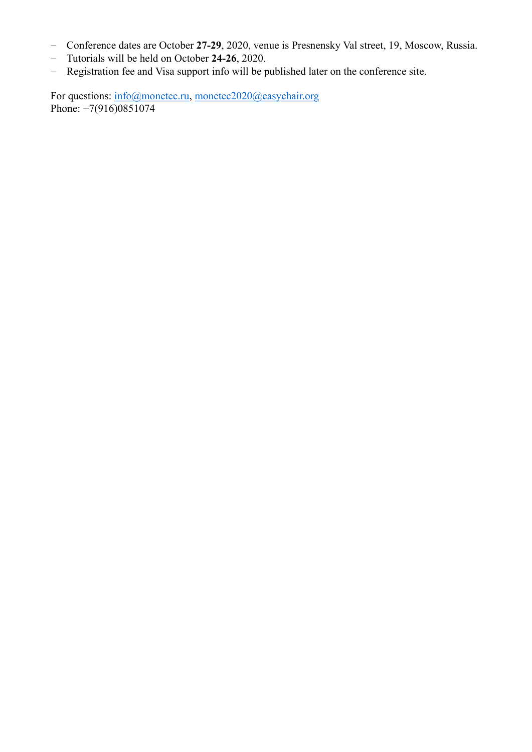- Conference dates are October **27-29**, 2020, venue is Presnensky Val street, 19, Moscow, Russia.
- Tutorials will be held on October **24-26**, 2020.
- Registration fee and Visa support info will be published later on the conference site.

For questions: info@monetec.ru, monetec2020@easychair.org
Phone: +7(916)0851074